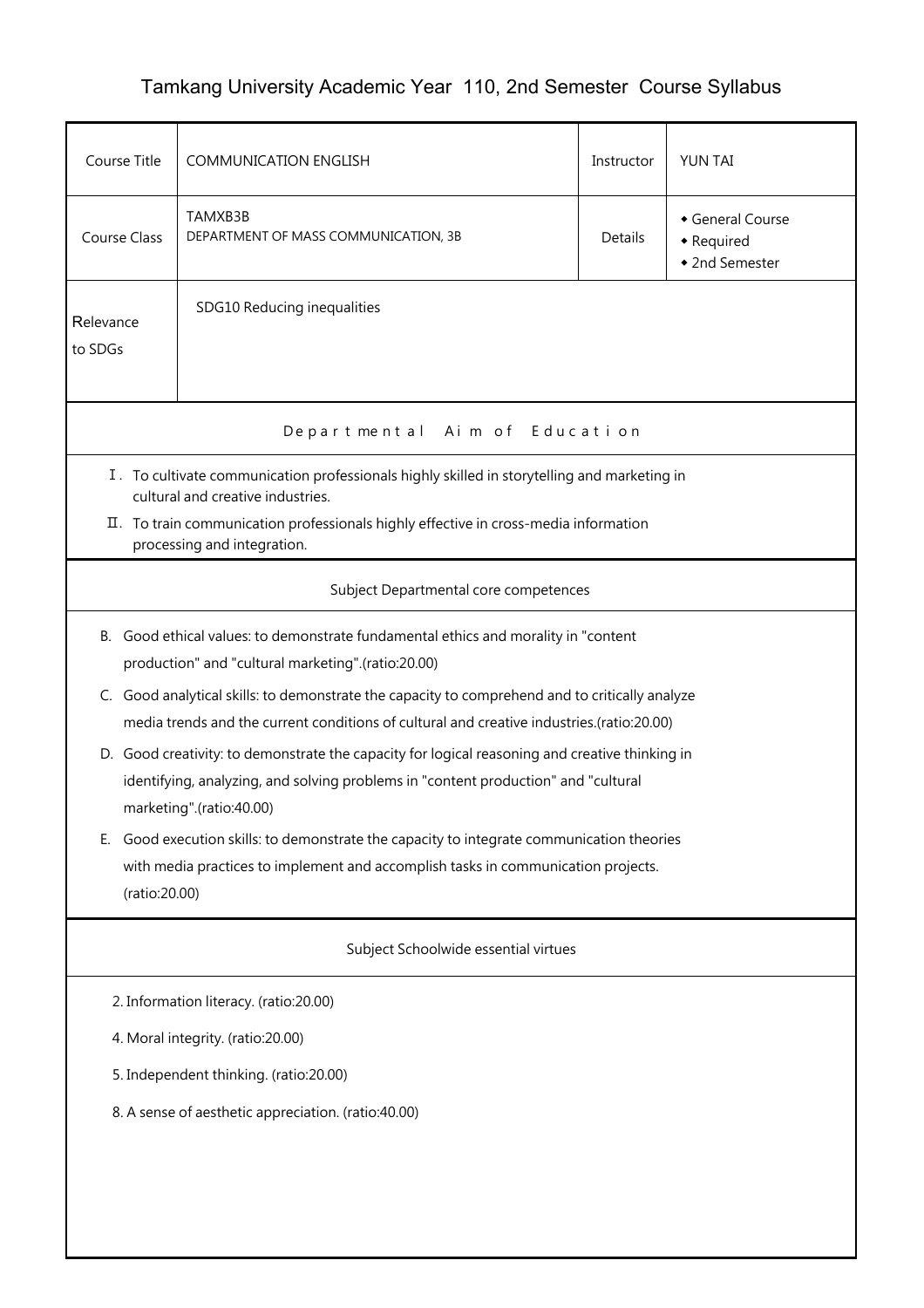# Tamkang University Academic Year 110, 2nd Semester Course Syllabus

| Course Title | COMMUNICATION ENGLISH | Instructor | YUN TAI |
|---|---|---|---|
| Course Class | TAMXB3B<br>DEPARTMENT OF MASS COMMUNICATION, 3B | Details | ◆ General Course<br>◆ Required<br>◆ 2nd Semester |
| Relevance to SDGs | SDG10 Reducing inequalities | | |

## Departmental Aim of Education

Ⅰ. To cultivate communication professionals highly skilled in storytelling and marketing in cultural and creative industries.

Ⅱ. To train communication professionals highly effective in cross-media information processing and integration.

## Subject Departmental core competences

B. Good ethical values: to demonstrate fundamental ethics and morality in "content production" and "cultural marketing".(ratio:20.00)

C. Good analytical skills: to demonstrate the capacity to comprehend and to critically analyze media trends and the current conditions of cultural and creative industries.(ratio:20.00)

D. Good creativity: to demonstrate the capacity for logical reasoning and creative thinking in identifying, analyzing, and solving problems in "content production" and "cultural marketing".(ratio:40.00)

E. Good execution skills: to demonstrate the capacity to integrate communication theories with media practices to implement and accomplish tasks in communication projects.(ratio:20.00)

## Subject Schoolwide essential virtues

2. Information literacy. (ratio:20.00)

4. Moral integrity. (ratio:20.00)

5. Independent thinking. (ratio:20.00)

8. A sense of aesthetic appreciation. (ratio:40.00)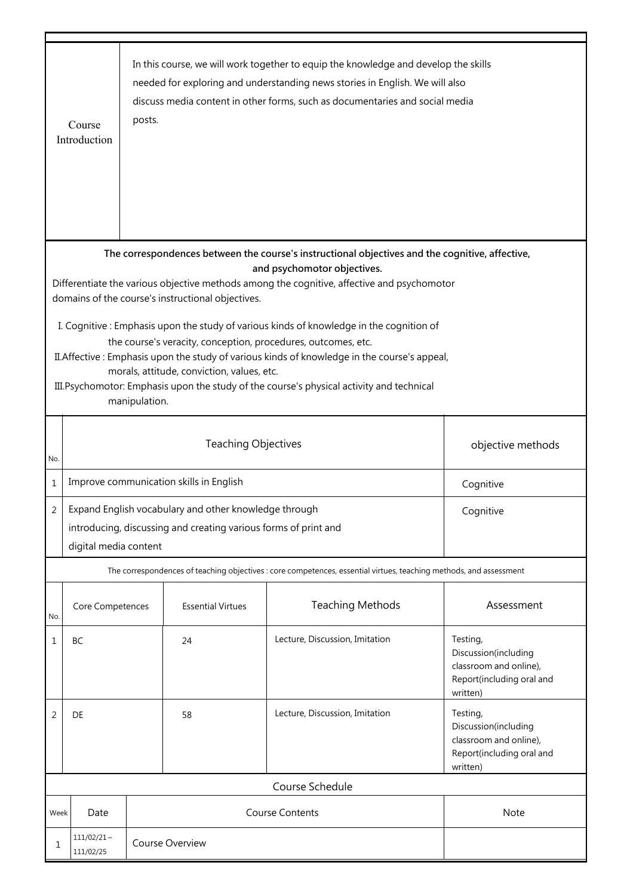| Course Introduction | In this course, we will work together to equip the knowledge and develop the skills needed for exploring and understanding news stories in English. We will also discuss media content in other forms, such as documentaries and social media posts. |
|---|---|

**The correspondences between the course's instructional objectives and the cognitive, affective, and psychomotor objectives.**

Differentiate the various objective methods among the cognitive, affective and psychomotor domains of the course's instructional objectives.

I. Cognitive : Emphasis upon the study of various kinds of knowledge in the cognition of the course's veracity, conception, procedures, outcomes, etc.

II.Affective : Emphasis upon the study of various kinds of knowledge in the course's appeal, morals, attitude, conviction, values, etc.

III.Psychomotor: Emphasis upon the study of the course's physical activity and technical manipulation.

| No. | Teaching Objectives | objective methods |
|---|---|---|
| 1 | Improve communication skills in English | Cognitive |
| 2 | Expand English vocabulary and other knowledge through introducing, discussing and creating various forms of print and digital media content | Cognitive |

The correspondences of teaching objectives : core competences, essential virtues, teaching methods, and assessment

| No. | Core Competences | Essential Virtues | Teaching Methods | Assessment |
|---|---|---|---|---|
| 1 | BC | 24 | Lecture, Discussion, Imitation | Testing, Discussion(including classroom and online), Report(including oral and written) |
| 2 | DE | 58 | Lecture, Discussion, Imitation | Testing, Discussion(including classroom and online), Report(including oral and written) |

Course Schedule

| Week | Date | Course Contents | Note |
|---|---|---|---|
| 1 | 111/02/21 ~ 111/02/25 | Course Overview | |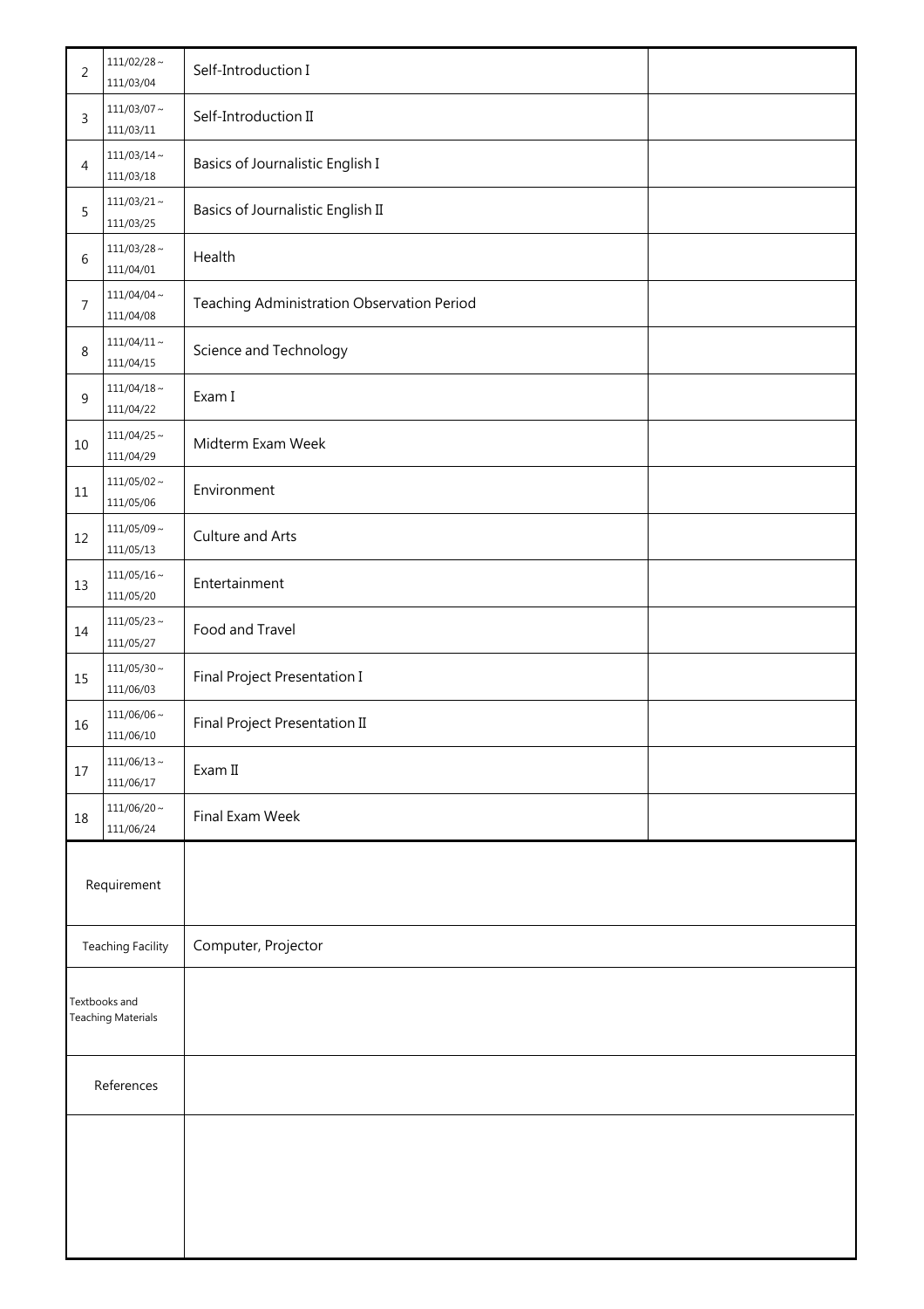| 2 | 111/02/28～111/03/04 | Self-Introduction I | |
|---|---|---|---|
| 3 | 111/03/07～111/03/11 | Self-Introduction II | |
| 4 | 111/03/14～111/03/18 | Basics of Journalistic English I | |
| 5 | 111/03/21～111/03/25 | Basics of Journalistic English II | |
| 6 | 111/03/28～111/04/01 | Health | |
| 7 | 111/04/04～111/04/08 | Teaching Administration Observation Period | |
| 8 | 111/04/11～111/04/15 | Science and Technology | |
| 9 | 111/04/18～111/04/22 | Exam I | |
| 10 | 111/04/25～111/04/29 | Midterm Exam Week | |
| 11 | 111/05/02～111/05/06 | Environment | |
| 12 | 111/05/09～111/05/13 | Culture and Arts | |
| 13 | 111/05/16～111/05/20 | Entertainment | |
| 14 | 111/05/23～111/05/27 | Food and Travel | |
| 15 | 111/05/30～111/06/03 | Final Project Presentation I | |
| 16 | 111/06/06～111/06/10 | Final Project Presentation II | |
| 17 | 111/06/13～111/06/17 | Exam II | |
| 18 | 111/06/20～111/06/24 | Final Exam Week | |

| Requirement | |
|---|---|
| Teaching Facility | Computer, Projector |
| Textbooks and Teaching Materials | |
| References | |
| | |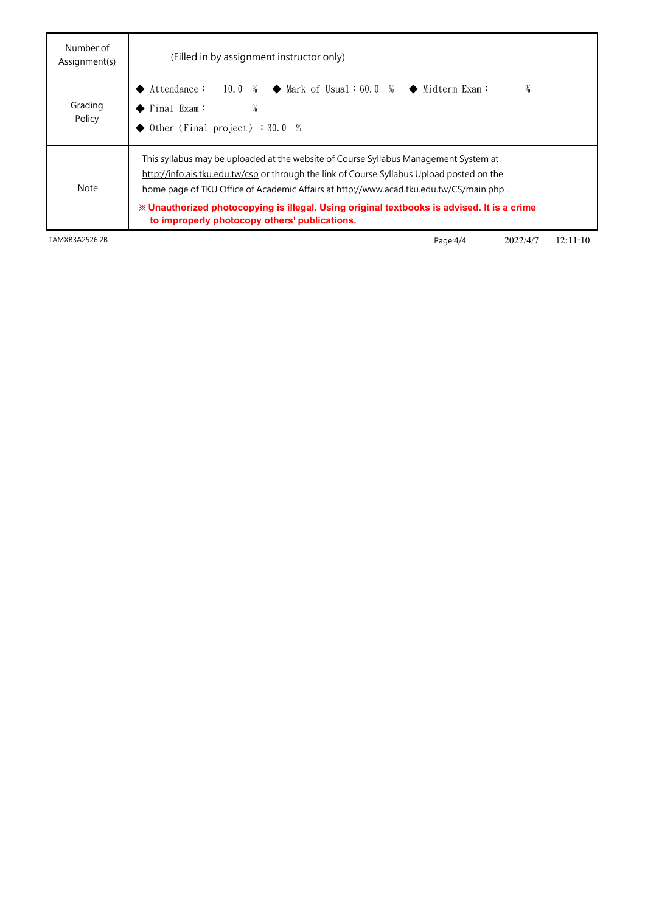| | |
|---|---|
| Number of Assignment(s) | (Filled in by assignment instructor only) |
| Grading Policy | ◆ Attendance： 10.0 % ◆ Mark of Usual：60.0 % ◆ Midterm Exam： %<br>◆ Final Exam： %<br>◆ Other〈Final project〉：30.0 % |
| Note | This syllabus may be uploaded at the website of Course Syllabus Management System at http://info.ais.tku.edu.tw/csp or through the link of Course Syllabus Upload posted on the home page of TKU Office of Academic Affairs at http://www.acad.tku.edu.tw/CS/main.php .<br>**※Unauthorized photocopying is illegal. Using original textbooks is advised. It is a crime to improperly photocopy others' publications.** |

TAMXB3A2526 2B 2022/4/7 12:11:10